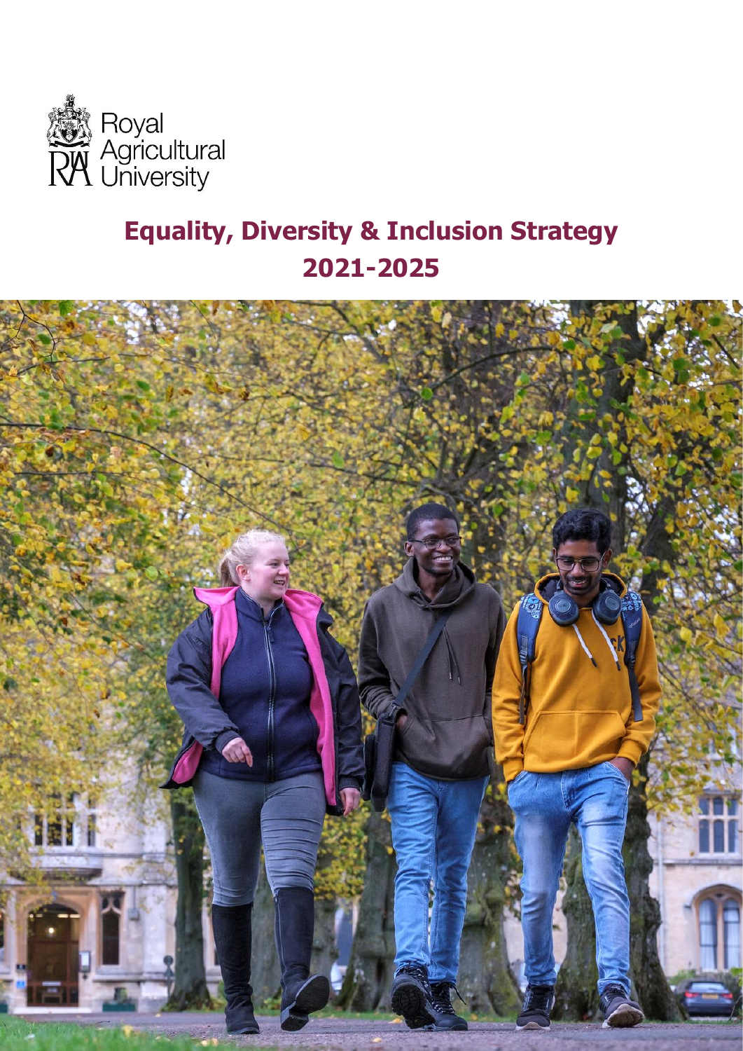Royal Agricultural University

# Equality, Diversity & Inclusion Strategy 2021-2025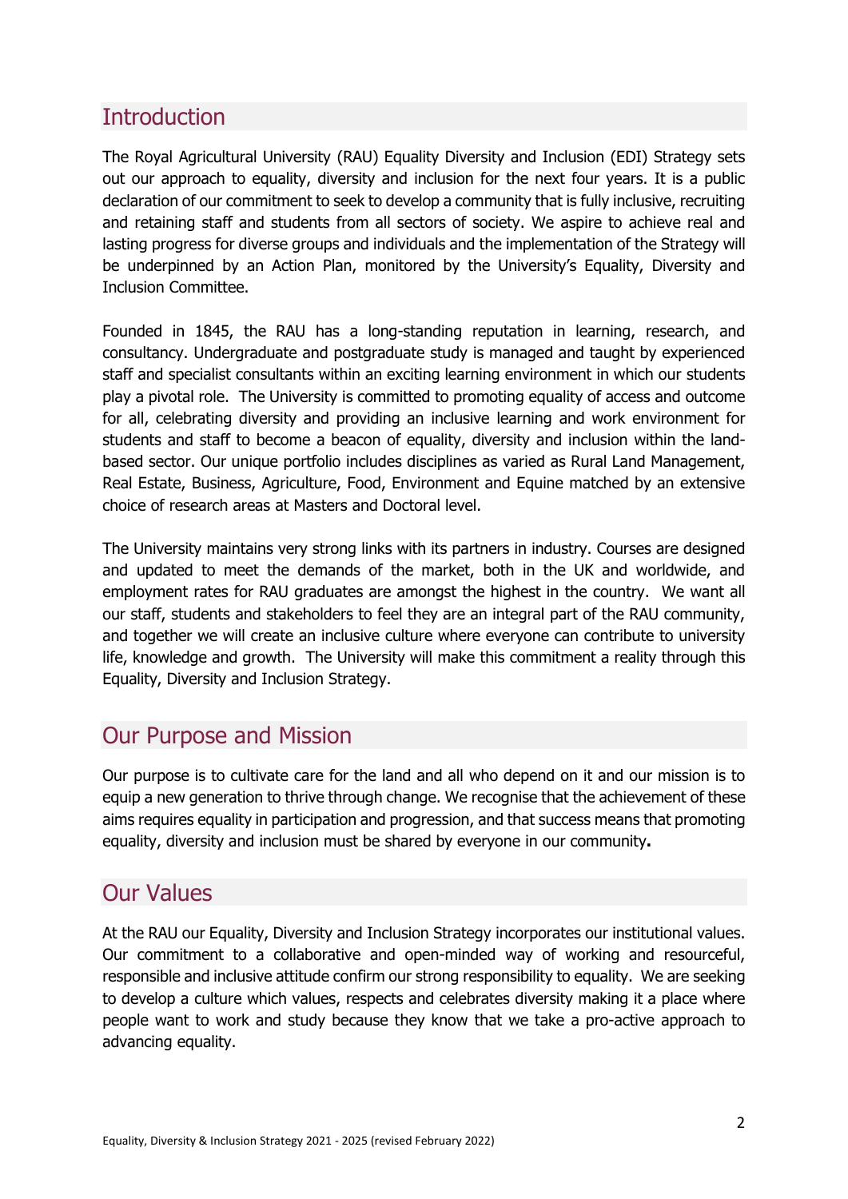## Introduction

The Royal Agricultural University (RAU) Equality Diversity and Inclusion (EDI) Strategy sets out our approach to equality, diversity and inclusion for the next four years. It is a public declaration of our commitment to seek to develop a community that is fully inclusive, recruiting and retaining staff and students from all sectors of society. We aspire to achieve real and lasting progress for diverse groups and individuals and the implementation of the Strategy will be underpinned by an Action Plan, monitored by the University's Equality, Diversity and Inclusion Committee.

Founded in 1845, the RAU has a long-standing reputation in learning, research, and consultancy. Undergraduate and postgraduate study is managed and taught by experienced staff and specialist consultants within an exciting learning environment in which our students play a pivotal role. The University is committed to promoting equality of access and outcome for all, celebrating diversity and providing an inclusive learning and work environment for students and staff to become a beacon of equality, diversity and inclusion within the land-based sector. Our unique portfolio includes disciplines as varied as Rural Land Management, Real Estate, Business, Agriculture, Food, Environment and Equine matched by an extensive choice of research areas at Masters and Doctoral level.

The University maintains very strong links with its partners in industry. Courses are designed and updated to meet the demands of the market, both in the UK and worldwide, and employment rates for RAU graduates are amongst the highest in the country. We want all our staff, students and stakeholders to feel they are an integral part of the RAU community, and together we will create an inclusive culture where everyone can contribute to university life, knowledge and growth. The University will make this commitment a reality through this Equality, Diversity and Inclusion Strategy.

## Our Purpose and Mission

Our purpose is to cultivate care for the land and all who depend on it and our mission is to equip a new generation to thrive through change. We recognise that the achievement of these aims requires equality in participation and progression, and that success means that promoting equality, diversity and inclusion must be shared by everyone in our community**.**

## Our Values

At the RAU our Equality, Diversity and Inclusion Strategy incorporates our institutional values. Our commitment to a collaborative and open-minded way of working and resourceful, responsible and inclusive attitude confirm our strong responsibility to equality. We are seeking to develop a culture which values, respects and celebrates diversity making it a place where people want to work and study because they know that we take a pro-active approach to advancing equality.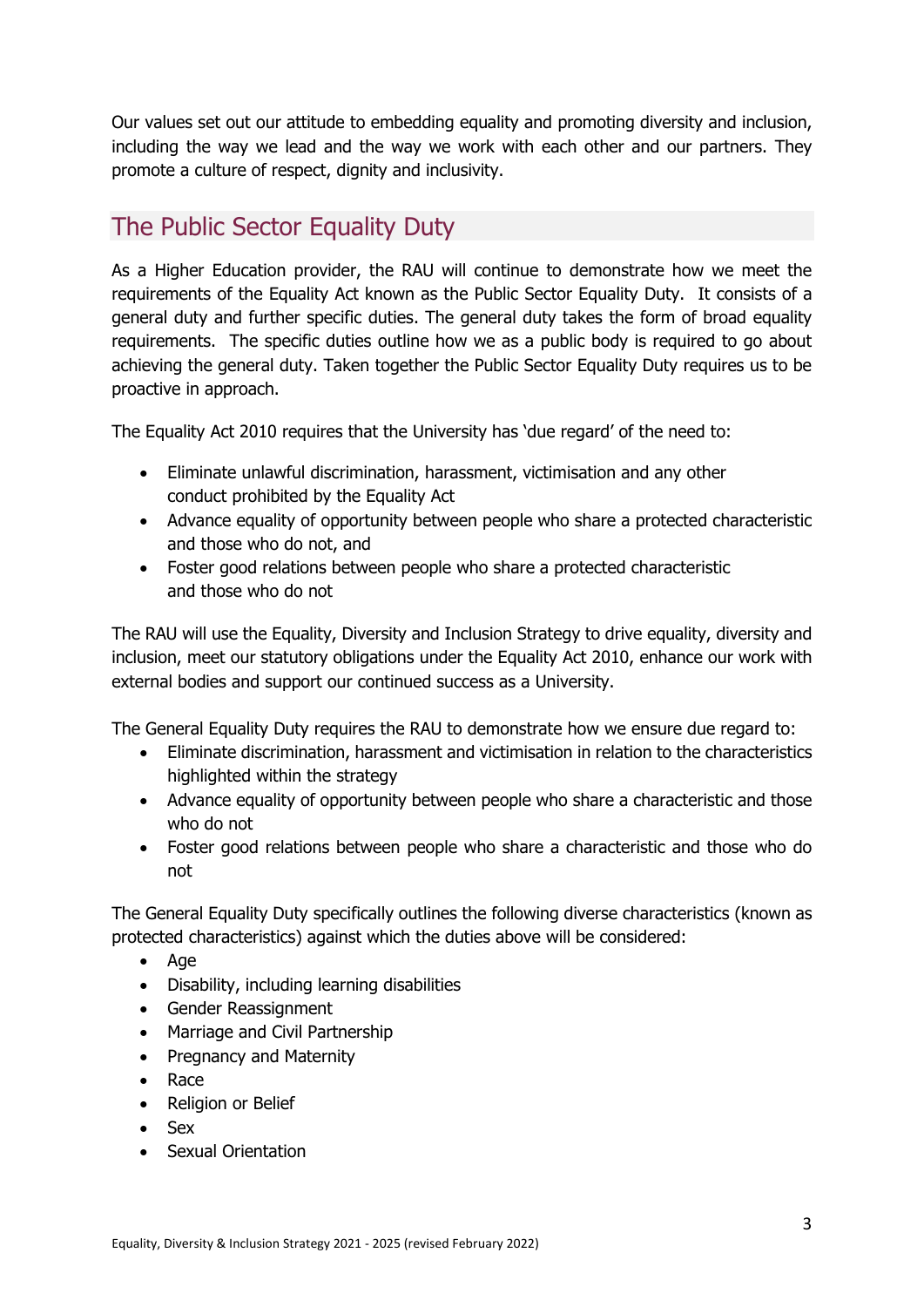Our values set out our attitude to embedding equality and promoting diversity and inclusion, including the way we lead and the way we work with each other and our partners. They promote a culture of respect, dignity and inclusivity.

## The Public Sector Equality Duty

As a Higher Education provider, the RAU will continue to demonstrate how we meet the requirements of the Equality Act known as the Public Sector Equality Duty. It consists of a general duty and further specific duties. The general duty takes the form of broad equality requirements. The specific duties outline how we as a public body is required to go about achieving the general duty. Taken together the Public Sector Equality Duty requires us to be proactive in approach.

The Equality Act 2010 requires that the University has 'due regard' of the need to:

- Eliminate unlawful discrimination, harassment, victimisation and any other conduct prohibited by the Equality Act
- Advance equality of opportunity between people who share a protected characteristic and those who do not, and
- Foster good relations between people who share a protected characteristic and those who do not

The RAU will use the Equality, Diversity and Inclusion Strategy to drive equality, diversity and inclusion, meet our statutory obligations under the Equality Act 2010, enhance our work with external bodies and support our continued success as a University.

The General Equality Duty requires the RAU to demonstrate how we ensure due regard to:

- Eliminate discrimination, harassment and victimisation in relation to the characteristics highlighted within the strategy
- Advance equality of opportunity between people who share a characteristic and those who do not
- Foster good relations between people who share a characteristic and those who do not

The General Equality Duty specifically outlines the following diverse characteristics (known as protected characteristics) against which the duties above will be considered:

- Age
- Disability, including learning disabilities
- Gender Reassignment
- Marriage and Civil Partnership
- Pregnancy and Maternity
- Race
- Religion or Belief
- Sex
- Sexual Orientation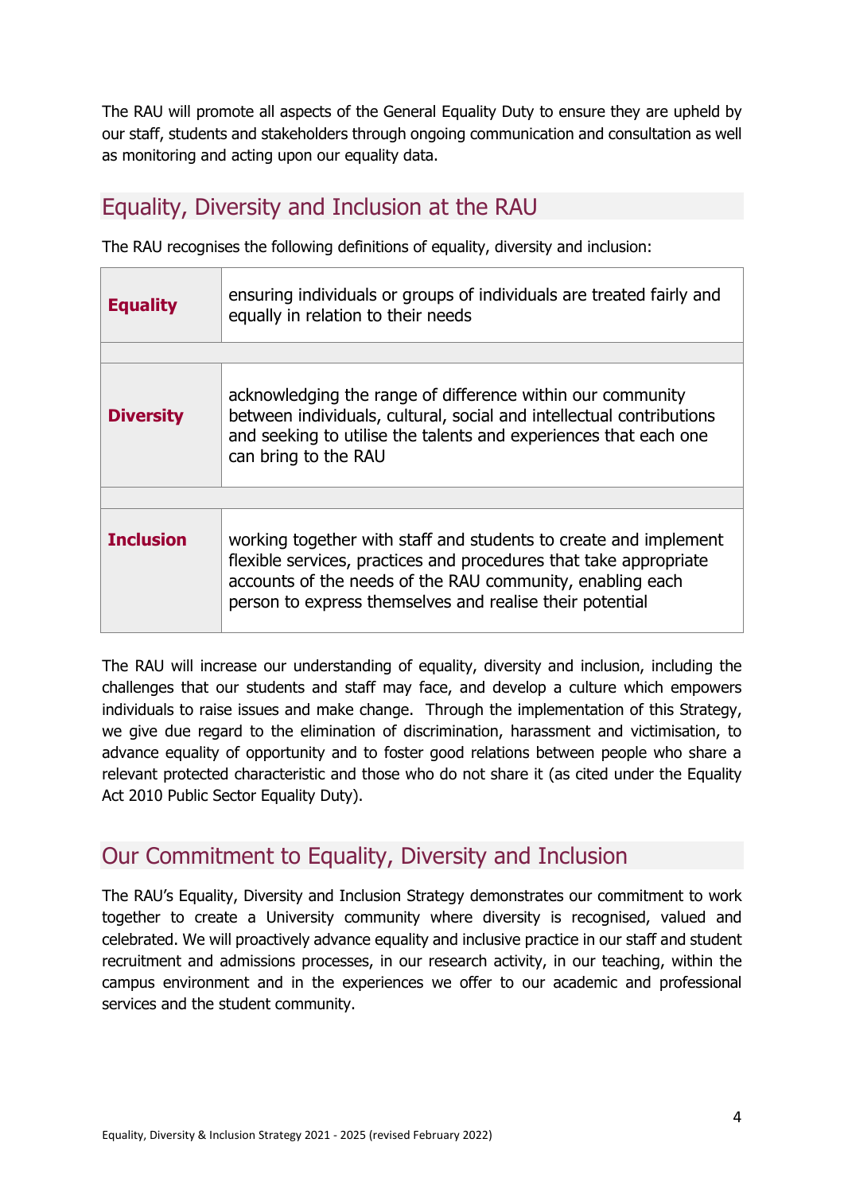The RAU will promote all aspects of the General Equality Duty to ensure they are upheld by our staff, students and stakeholders through ongoing communication and consultation as well as monitoring and acting upon our equality data.

## Equality, Diversity and Inclusion at the RAU

The RAU recognises the following definitions of equality, diversity and inclusion:

| | |
|---|---|
| **Equality** | ensuring individuals or groups of individuals are treated fairly and equally in relation to their needs |
| **Diversity** | acknowledging the range of difference within our community between individuals, cultural, social and intellectual contributions and seeking to utilise the talents and experiences that each one can bring to the RAU |
| **Inclusion** | working together with staff and students to create and implement flexible services, practices and procedures that take appropriate accounts of the needs of the RAU community, enabling each person to express themselves and realise their potential |

The RAU will increase our understanding of equality, diversity and inclusion, including the challenges that our students and staff may face, and develop a culture which empowers individuals to raise issues and make change. Through the implementation of this Strategy, we give due regard to the elimination of discrimination, harassment and victimisation, to advance equality of opportunity and to foster good relations between people who share a relevant protected characteristic and those who do not share it (as cited under the Equality Act 2010 Public Sector Equality Duty).

## Our Commitment to Equality, Diversity and Inclusion

The RAU's Equality, Diversity and Inclusion Strategy demonstrates our commitment to work together to create a University community where diversity is recognised, valued and celebrated. We will proactively advance equality and inclusive practice in our staff and student recruitment and admissions processes, in our research activity, in our teaching, within the campus environment and in the experiences we offer to our academic and professional services and the student community.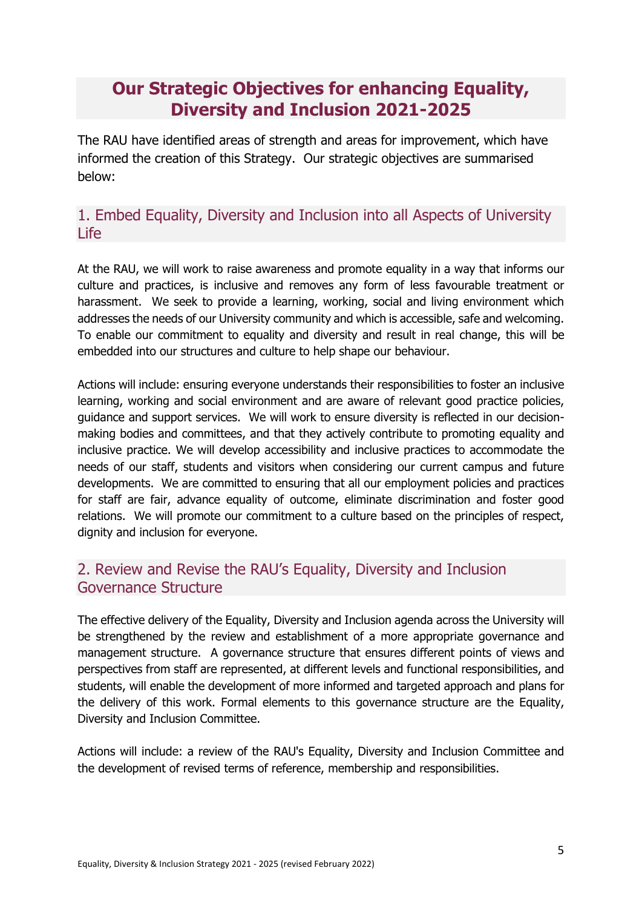## Our Strategic Objectives for enhancing Equality, Diversity and Inclusion 2021-2025

The RAU have identified areas of strength and areas for improvement, which have informed the creation of this Strategy. Our strategic objectives are summarised below:

### 1. Embed Equality, Diversity and Inclusion into all Aspects of University Life

At the RAU, we will work to raise awareness and promote equality in a way that informs our culture and practices, is inclusive and removes any form of less favourable treatment or harassment. We seek to provide a learning, working, social and living environment which addresses the needs of our University community and which is accessible, safe and welcoming. To enable our commitment to equality and diversity and result in real change, this will be embedded into our structures and culture to help shape our behaviour.

Actions will include: ensuring everyone understands their responsibilities to foster an inclusive learning, working and social environment and are aware of relevant good practice policies, guidance and support services. We will work to ensure diversity is reflected in our decision-making bodies and committees, and that they actively contribute to promoting equality and inclusive practice. We will develop accessibility and inclusive practices to accommodate the needs of our staff, students and visitors when considering our current campus and future developments. We are committed to ensuring that all our employment policies and practices for staff are fair, advance equality of outcome, eliminate discrimination and foster good relations. We will promote our commitment to a culture based on the principles of respect, dignity and inclusion for everyone.

### 2. Review and Revise the RAU's Equality, Diversity and Inclusion Governance Structure

The effective delivery of the Equality, Diversity and Inclusion agenda across the University will be strengthened by the review and establishment of a more appropriate governance and management structure. A governance structure that ensures different points of views and perspectives from staff are represented, at different levels and functional responsibilities, and students, will enable the development of more informed and targeted approach and plans for the delivery of this work. Formal elements to this governance structure are the Equality, Diversity and Inclusion Committee.

Actions will include: a review of the RAU's Equality, Diversity and Inclusion Committee and the development of revised terms of reference, membership and responsibilities.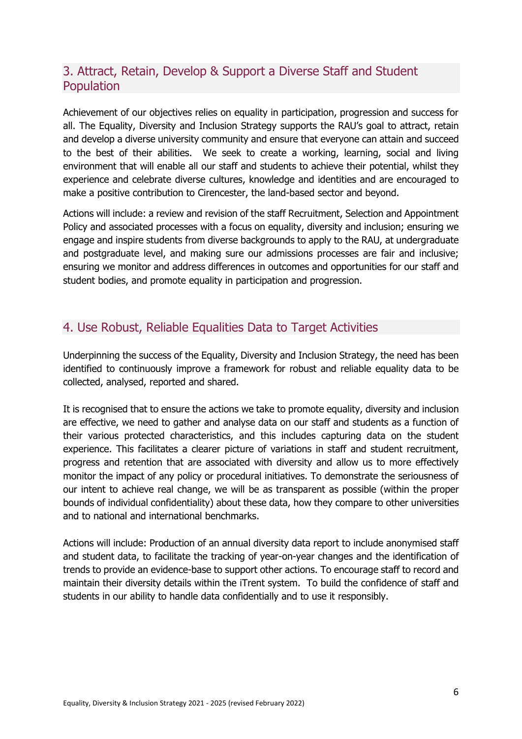## 3. Attract, Retain, Develop & Support a Diverse Staff and Student Population

Achievement of our objectives relies on equality in participation, progression and success for all. The Equality, Diversity and Inclusion Strategy supports the RAU's goal to attract, retain and develop a diverse university community and ensure that everyone can attain and succeed to the best of their abilities. We seek to create a working, learning, social and living environment that will enable all our staff and students to achieve their potential, whilst they experience and celebrate diverse cultures, knowledge and identities and are encouraged to make a positive contribution to Cirencester, the land-based sector and beyond.

Actions will include: a review and revision of the staff Recruitment, Selection and Appointment Policy and associated processes with a focus on equality, diversity and inclusion; ensuring we engage and inspire students from diverse backgrounds to apply to the RAU, at undergraduate and postgraduate level, and making sure our admissions processes are fair and inclusive; ensuring we monitor and address differences in outcomes and opportunities for our staff and student bodies, and promote equality in participation and progression.

## 4. Use Robust, Reliable Equalities Data to Target Activities

Underpinning the success of the Equality, Diversity and Inclusion Strategy, the need has been identified to continuously improve a framework for robust and reliable equality data to be collected, analysed, reported and shared.

It is recognised that to ensure the actions we take to promote equality, diversity and inclusion are effective, we need to gather and analyse data on our staff and students as a function of their various protected characteristics, and this includes capturing data on the student experience. This facilitates a clearer picture of variations in staff and student recruitment, progress and retention that are associated with diversity and allow us to more effectively monitor the impact of any policy or procedural initiatives. To demonstrate the seriousness of our intent to achieve real change, we will be as transparent as possible (within the proper bounds of individual confidentiality) about these data, how they compare to other universities and to national and international benchmarks.

Actions will include: Production of an annual diversity data report to include anonymised staff and student data, to facilitate the tracking of year-on-year changes and the identification of trends to provide an evidence-base to support other actions. To encourage staff to record and maintain their diversity details within the iTrent system. To build the confidence of staff and students in our ability to handle data confidentially and to use it responsibly.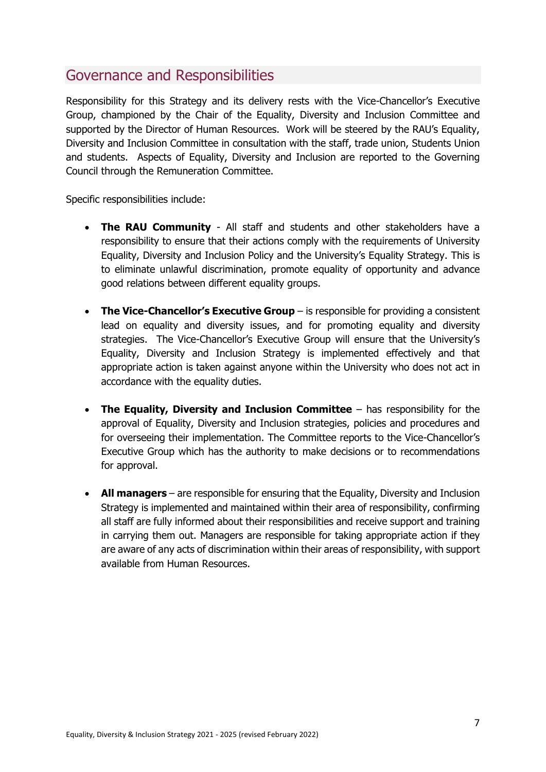## Governance and Responsibilities

Responsibility for this Strategy and its delivery rests with the Vice-Chancellor's Executive Group, championed by the Chair of the Equality, Diversity and Inclusion Committee and supported by the Director of Human Resources. Work will be steered by the RAU's Equality, Diversity and Inclusion Committee in consultation with the staff, trade union, Students Union and students. Aspects of Equality, Diversity and Inclusion are reported to the Governing Council through the Remuneration Committee.

Specific responsibilities include:

- **The RAU Community** - All staff and students and other stakeholders have a responsibility to ensure that their actions comply with the requirements of University Equality, Diversity and Inclusion Policy and the University's Equality Strategy. This is to eliminate unlawful discrimination, promote equality of opportunity and advance good relations between different equality groups.

- **The Vice-Chancellor's Executive Group** – is responsible for providing a consistent lead on equality and diversity issues, and for promoting equality and diversity strategies. The Vice-Chancellor's Executive Group will ensure that the University's Equality, Diversity and Inclusion Strategy is implemented effectively and that appropriate action is taken against anyone within the University who does not act in accordance with the equality duties.

- **The Equality, Diversity and Inclusion Committee** – has responsibility for the approval of Equality, Diversity and Inclusion strategies, policies and procedures and for overseeing their implementation. The Committee reports to the Vice-Chancellor's Executive Group which has the authority to make decisions or to recommendations for approval.

- **All managers** – are responsible for ensuring that the Equality, Diversity and Inclusion Strategy is implemented and maintained within their area of responsibility, confirming all staff are fully informed about their responsibilities and receive support and training in carrying them out. Managers are responsible for taking appropriate action if they are aware of any acts of discrimination within their areas of responsibility, with support available from Human Resources.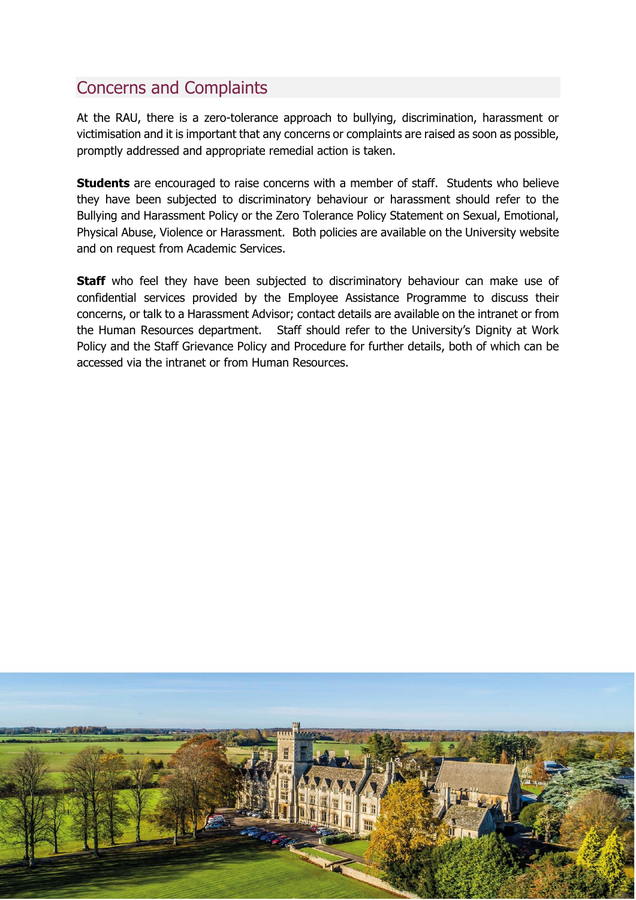## Concerns and Complaints

At the RAU, there is a zero-tolerance approach to bullying, discrimination, harassment or victimisation and it is important that any concerns or complaints are raised as soon as possible, promptly addressed and appropriate remedial action is taken.

**Students** are encouraged to raise concerns with a member of staff. Students who believe they have been subjected to discriminatory behaviour or harassment should refer to the Bullying and Harassment Policy or the Zero Tolerance Policy Statement on Sexual, Emotional, Physical Abuse, Violence or Harassment. Both policies are available on the University website and on request from Academic Services.

**Staff** who feel they have been subjected to discriminatory behaviour can make use of confidential services provided by the Employee Assistance Programme to discuss their concerns, or talk to a Harassment Advisor; contact details are available on the intranet or from the Human Resources department. Staff should refer to the University's Dignity at Work Policy and the Staff Grievance Policy and Procedure for further details, both of which can be accessed via the intranet or from Human Resources.